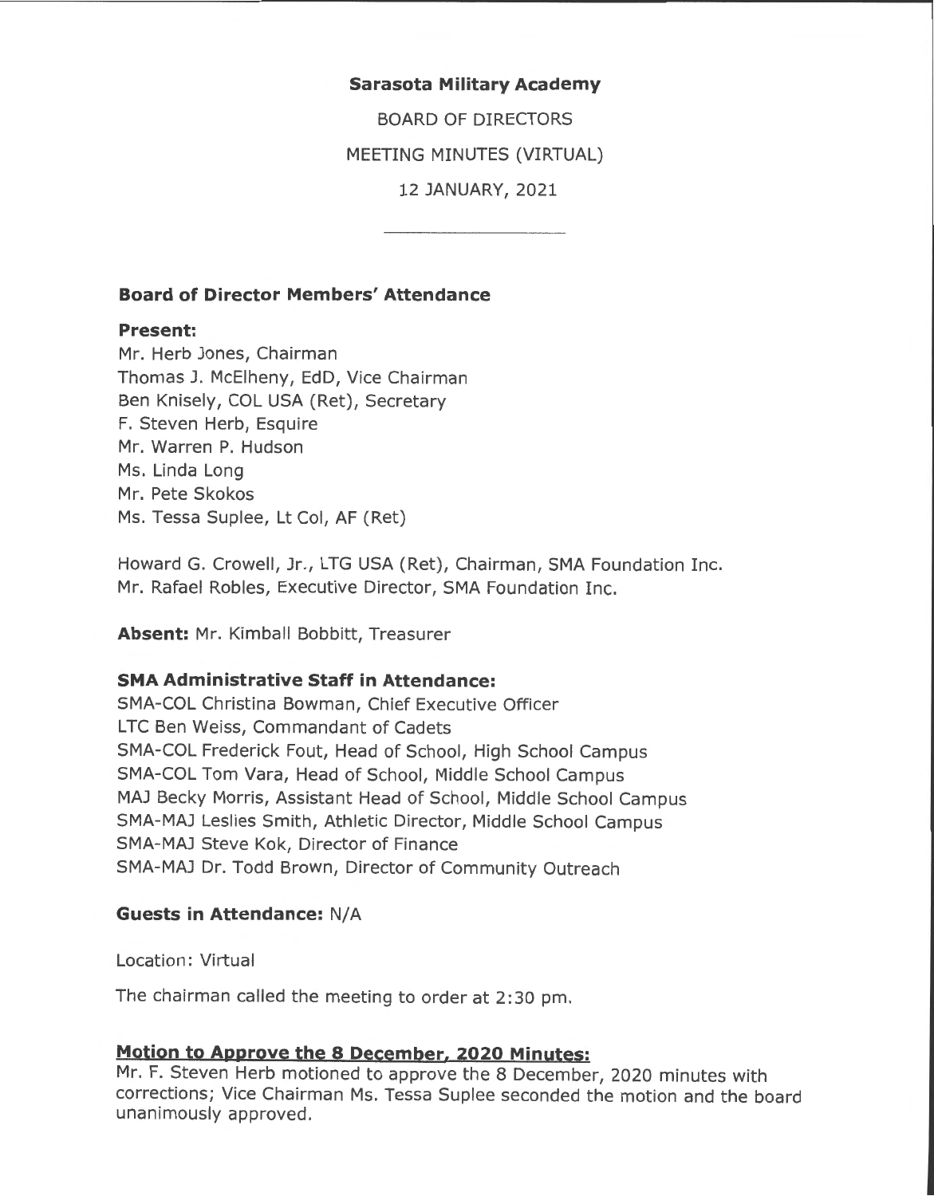**Sarasota Military Academy**

BOARD OF DIRECTORS

MEETING MINUTES (VIRTUAL)

12 JANUARY, 2021

---

### Board of Director Members' Attendance

**Present:**
Mr. Herb Jones, Chairman
Thomas J. McElheny, EdD, Vice Chairman
Ben Knisely, COL USA (Ret), Secretary
F. Steven Herb, Esquire
Mr. Warren P. Hudson
Ms. Linda Long
Mr. Pete Skokos
Ms. Tessa Suplee, Lt Col, AF (Ret)

Howard G. Crowell, Jr., LTG USA (Ret), Chairman, SMA Foundation Inc.
Mr. Rafael Robles, Executive Director, SMA Foundation Inc.

**Absent:** Mr. Kimball Bobbitt, Treasurer

### SMA Administrative Staff in Attendance:

SMA-COL Christina Bowman, Chief Executive Officer
LTC Ben Weiss, Commandant of Cadets
SMA-COL Frederick Fout, Head of School, High School Campus
SMA-COL Tom Vara, Head of School, Middle School Campus
MAJ Becky Morris, Assistant Head of School, Middle School Campus
SMA-MAJ Leslies Smith, Athletic Director, Middle School Campus
SMA-MAJ Steve Kok, Director of Finance
SMA-MAJ Dr. Todd Brown, Director of Community Outreach

**Guests in Attendance:** N/A

Location: Virtual

The chairman called the meeting to order at 2:30 pm.

### Motion to Approve the 8 December, 2020 Minutes:

Mr. F. Steven Herb motioned to approve the 8 December, 2020 minutes with corrections; Vice Chairman Ms. Tessa Suplee seconded the motion and the board unanimously approved.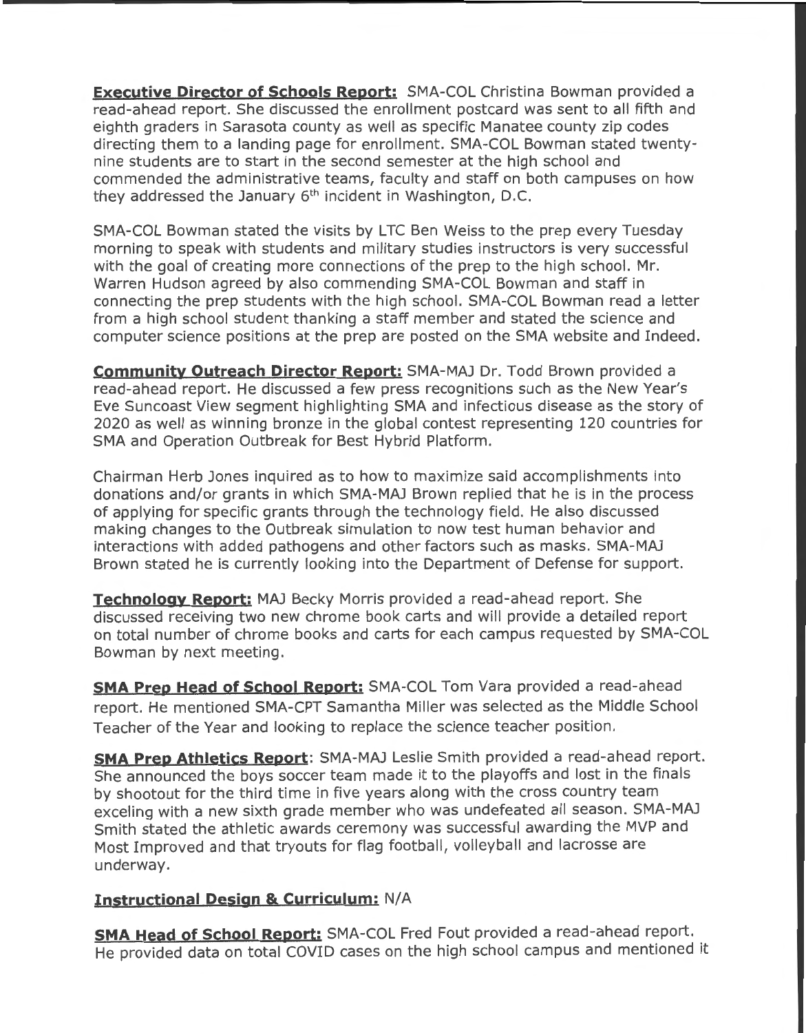**Executive Director of Schools Report:** SMA-COL Christina Bowman provided a read-ahead report. She discussed the enrollment postcard was sent to all fifth and eighth graders in Sarasota county as well as specific Manatee county zip codes directing them to a landing page for enrollment. SMA-COL Bowman stated twenty-nine students are to start in the second semester at the high school and commended the administrative teams, faculty and staff on both campuses on how they addressed the January 6th incident in Washington, D.C.

SMA-COL Bowman stated the visits by LTC Ben Weiss to the prep every Tuesday morning to speak with students and military studies instructors is very successful with the goal of creating more connections of the prep to the high school. Mr. Warren Hudson agreed by also commending SMA-COL Bowman and staff in connecting the prep students with the high school. SMA-COL Bowman read a letter from a high school student thanking a staff member and stated the science and computer science positions at the prep are posted on the SMA website and Indeed.

**Community Outreach Director Report:** SMA-MAJ Dr. Todd Brown provided a read-ahead report. He discussed a few press recognitions such as the New Year's Eve Suncoast View segment highlighting SMA and infectious disease as the story of 2020 as well as winning bronze in the global contest representing 120 countries for SMA and Operation Outbreak for Best Hybrid Platform.

Chairman Herb Jones inquired as to how to maximize said accomplishments into donations and/or grants in which SMA-MAJ Brown replied that he is in the process of applying for specific grants through the technology field. He also discussed making changes to the Outbreak simulation to now test human behavior and interactions with added pathogens and other factors such as masks. SMA-MAJ Brown stated he is currently looking into the Department of Defense for support.

**Technology Report:** MAJ Becky Morris provided a read-ahead report. She discussed receiving two new chrome book carts and will provide a detailed report on total number of chrome books and carts for each campus requested by SMA-COL Bowman by next meeting.

**SMA Prep Head of School Report:** SMA-COL Tom Vara provided a read-ahead report. He mentioned SMA-CPT Samantha Miller was selected as the Middle School Teacher of the Year and looking to replace the science teacher position.

**SMA Prep Athletics Report**: SMA-MAJ Leslie Smith provided a read-ahead report. She announced the boys soccer team made it to the playoffs and lost in the finals by shootout for the third time in five years along with the cross country team exceling with a new sixth grade member who was undefeated all season. SMA-MAJ Smith stated the athletic awards ceremony was successful awarding the MVP and Most Improved and that tryouts for flag football, volleyball and lacrosse are underway.

**Instructional Design & Curriculum:** N/A

**SMA Head of School Report:** SMA-COL Fred Fout provided a read-ahead report. He provided data on total COVID cases on the high school campus and mentioned it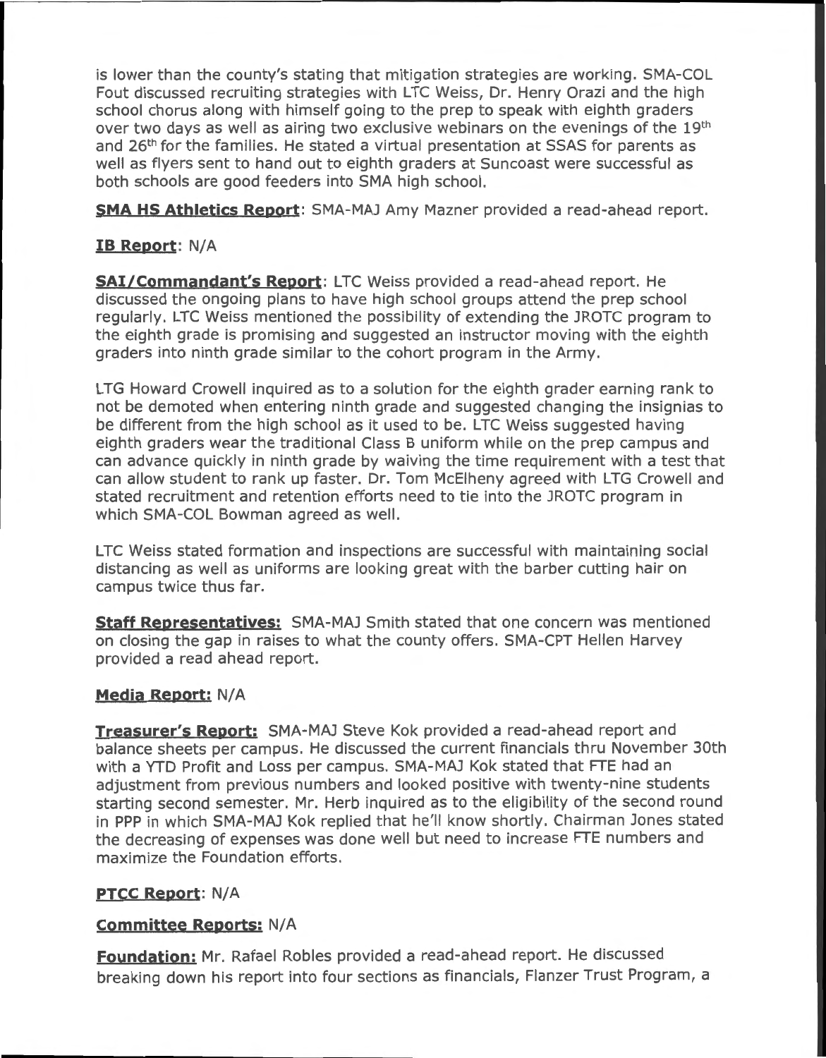is lower than the county's stating that mitigation strategies are working. SMA-COL Fout discussed recruiting strategies with LTC Weiss, Dr. Henry Orazi and the high school chorus along with himself going to the prep to speak with eighth graders over two days as well as airing two exclusive webinars on the evenings of the 19th and 26th for the families. He stated a virtual presentation at SSAS for parents as well as flyers sent to hand out to eighth graders at Suncoast were successful as both schools are good feeders into SMA high school.

**SMA HS Athletics Report**: SMA-MAJ Amy Mazner provided a read-ahead report.

**IB Report**: N/A

**SAI/Commandant's Report**: LTC Weiss provided a read-ahead report. He discussed the ongoing plans to have high school groups attend the prep school regularly. LTC Weiss mentioned the possibility of extending the JROTC program to the eighth grade is promising and suggested an instructor moving with the eighth graders into ninth grade similar to the cohort program in the Army.

LTG Howard Crowell inquired as to a solution for the eighth grader earning rank to not be demoted when entering ninth grade and suggested changing the insignias to be different from the high school as it used to be. LTC Weiss suggested having eighth graders wear the traditional Class B uniform while on the prep campus and can advance quickly in ninth grade by waiving the time requirement with a test that can allow student to rank up faster. Dr. Tom McElheny agreed with LTG Crowell and stated recruitment and retention efforts need to tie into the JROTC program in which SMA-COL Bowman agreed as well.

LTC Weiss stated formation and inspections are successful with maintaining social distancing as well as uniforms are looking great with the barber cutting hair on campus twice thus far.

**Staff Representatives:** SMA-MAJ Smith stated that one concern was mentioned on closing the gap in raises to what the county offers. SMA-CPT Hellen Harvey provided a read ahead report.

**Media Report:** N/A

**Treasurer's Report:** SMA-MAJ Steve Kok provided a read-ahead report and balance sheets per campus. He discussed the current financials thru November 30th with a YTD Profit and Loss per campus. SMA-MAJ Kok stated that FTE had an adjustment from previous numbers and looked positive with twenty-nine students starting second semester. Mr. Herb inquired as to the eligibility of the second round in PPP in which SMA-MAJ Kok replied that he'll know shortly. Chairman Jones stated the decreasing of expenses was done well but need to increase FTE numbers and maximize the Foundation efforts.

**PTCC Report**: N/A

**Committee Reports:** N/A

**Foundation:** Mr. Rafael Robles provided a read-ahead report. He discussed breaking down his report into four sections as financials, Flanzer Trust Program, a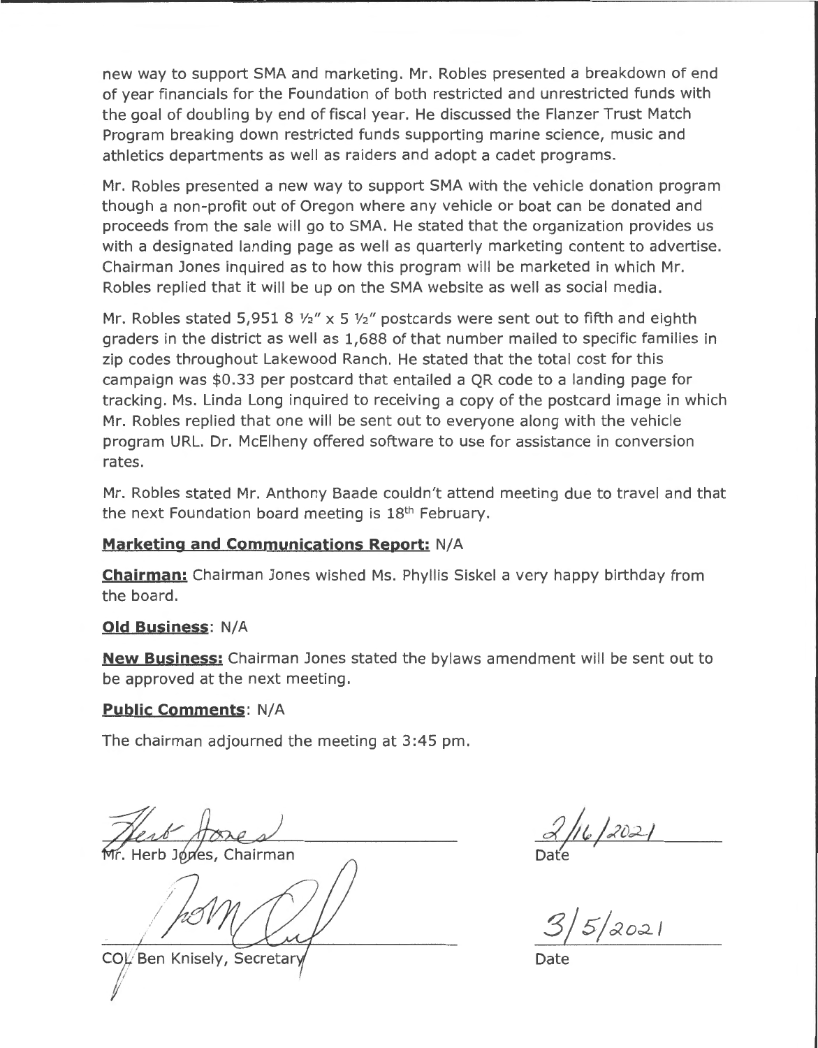new way to support SMA and marketing. Mr. Robles presented a breakdown of end of year financials for the Foundation of both restricted and unrestricted funds with the goal of doubling by end of fiscal year. He discussed the Flanzer Trust Match Program breaking down restricted funds supporting marine science, music and athletics departments as well as raiders and adopt a cadet programs.

Mr. Robles presented a new way to support SMA with the vehicle donation program though a non-profit out of Oregon where any vehicle or boat can be donated and proceeds from the sale will go to SMA. He stated that the organization provides us with a designated landing page as well as quarterly marketing content to advertise. Chairman Jones inquired as to how this program will be marketed in which Mr. Robles replied that it will be up on the SMA website as well as social media.

Mr. Robles stated 5,951 8 ½" x 5 ½" postcards were sent out to fifth and eighth graders in the district as well as 1,688 of that number mailed to specific families in zip codes throughout Lakewood Ranch. He stated that the total cost for this campaign was $0.33 per postcard that entailed a QR code to a landing page for tracking. Ms. Linda Long inquired to receiving a copy of the postcard image in which Mr. Robles replied that one will be sent out to everyone along with the vehicle program URL. Dr. McElheny offered software to use for assistance in conversion rates.

Mr. Robles stated Mr. Anthony Baade couldn't attend meeting due to travel and that the next Foundation board meeting is 18th February.

**Marketing and Communications Report:** N/A

**Chairman:** Chairman Jones wished Ms. Phyllis Siskel a very happy birthday from the board.

**Old Business**: N/A

**New Business:** Chairman Jones stated the bylaws amendment will be sent out to be approved at the next meeting.

**Public Comments**: N/A

The chairman adjourned the meeting at 3:45 pm.

Mr. Herb Jones, Chairman — Date: 2/16/2021

COL Ben Knisely, Secretary — Date: 3/5/2021